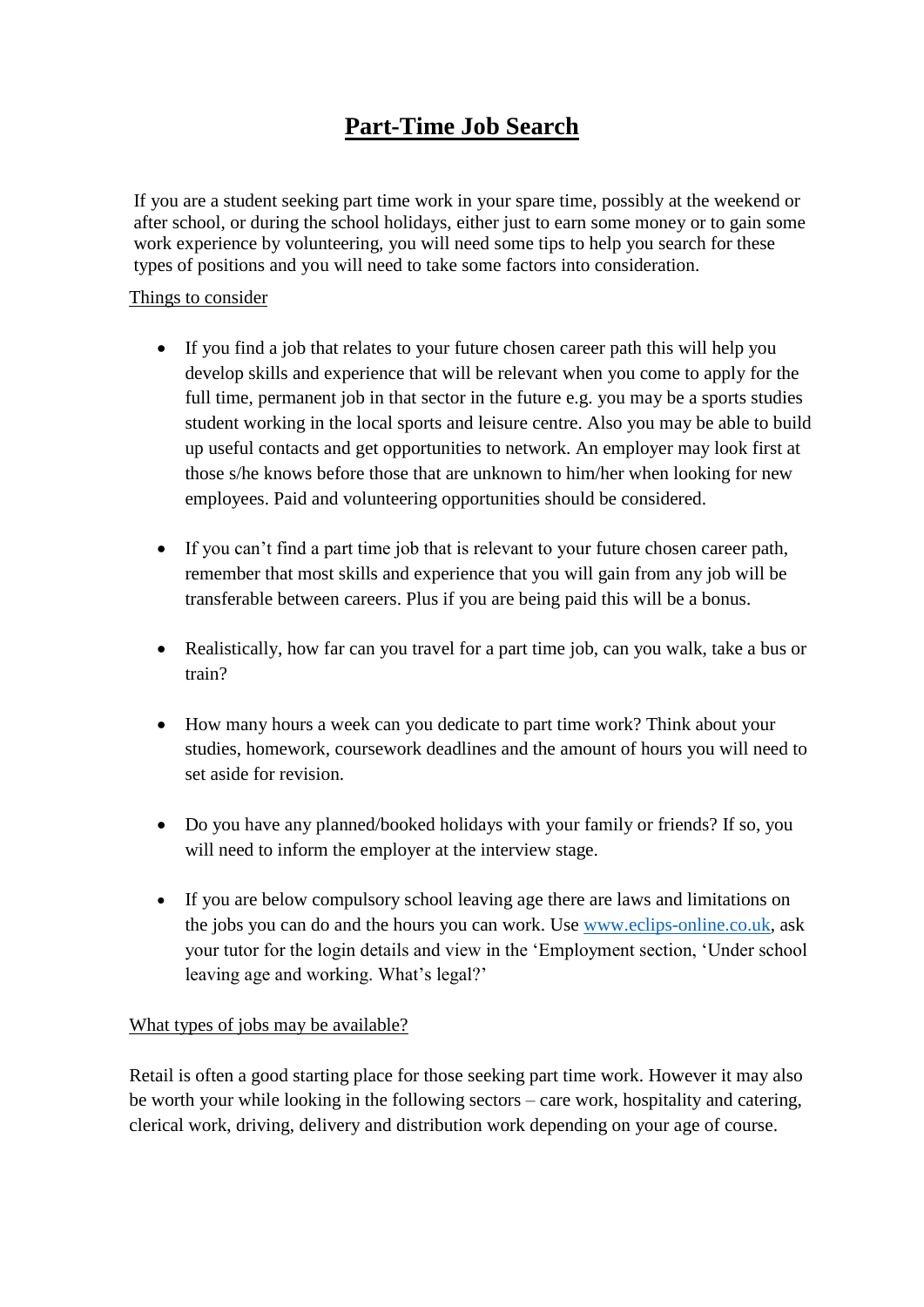# Part-Time Job Search

If you are a student seeking part time work in your spare time, possibly at the weekend or after school, or during the school holidays, either just to earn some money or to gain some work experience by volunteering, you will need some tips to help you search for these types of positions and you will need to take some factors into consideration.

## Things to consider

- If you find a job that relates to your future chosen career path this will help you develop skills and experience that will be relevant when you come to apply for the full time, permanent job in that sector in the future e.g. you may be a sports studies student working in the local sports and leisure centre. Also you may be able to build up useful contacts and get opportunities to network. An employer may look first at those s/he knows before those that are unknown to him/her when looking for new employees. Paid and volunteering opportunities should be considered.

- If you can't find a part time job that is relevant to your future chosen career path, remember that most skills and experience that you will gain from any job will be transferable between careers. Plus if you are being paid this will be a bonus.

- Realistically, how far can you travel for a part time job, can you walk, take a bus or train?

- How many hours a week can you dedicate to part time work? Think about your studies, homework, coursework deadlines and the amount of hours you will need to set aside for revision.

- Do you have any planned/booked holidays with your family or friends? If so, you will need to inform the employer at the interview stage.

- If you are below compulsory school leaving age there are laws and limitations on the jobs you can do and the hours you can work. Use [www.eclips-online.co.uk](http://www.eclips-online.co.uk), ask your tutor for the login details and view in the 'Employment section, 'Under school leaving age and working. What's legal?'

## What types of jobs may be available?

Retail is often a good starting place for those seeking part time work. However it may also be worth your while looking in the following sectors – care work, hospitality and catering, clerical work, driving, delivery and distribution work depending on your age of course.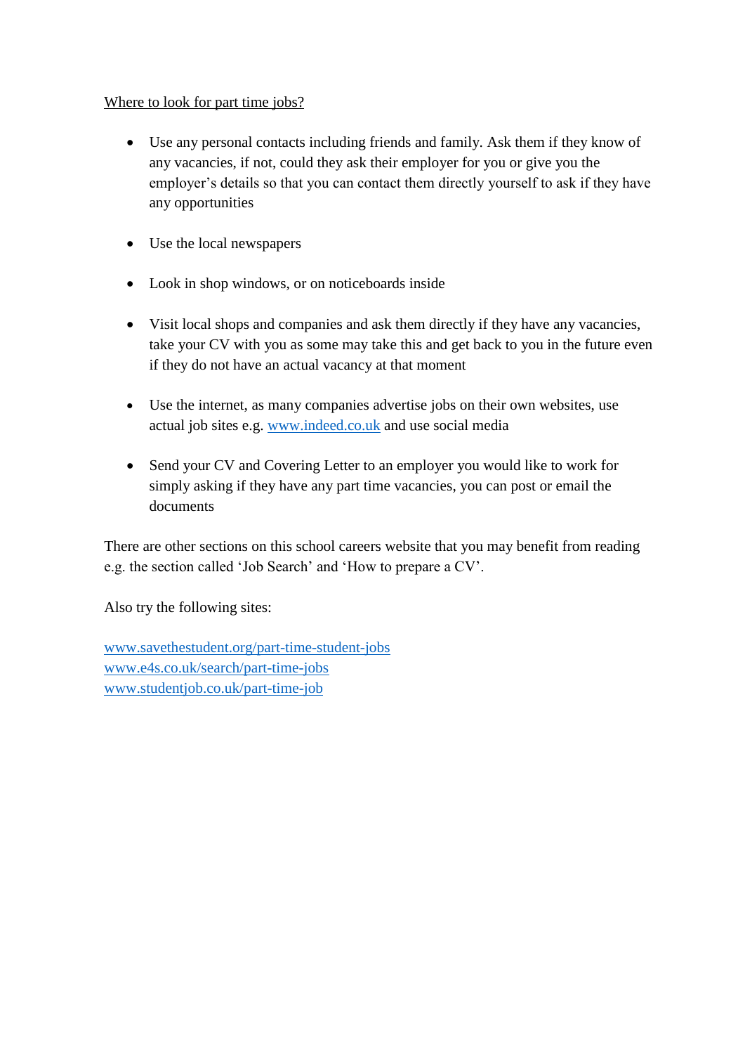## Where to look for part time jobs?

- Use any personal contacts including friends and family. Ask them if they know of any vacancies, if not, could they ask their employer for you or give you the employer's details so that you can contact them directly yourself to ask if they have any opportunities

- Use the local newspapers

- Look in shop windows, or on noticeboards inside

- Visit local shops and companies and ask them directly if they have any vacancies, take your CV with you as some may take this and get back to you in the future even if they do not have an actual vacancy at that moment

- Use the internet, as many companies advertise jobs on their own websites, use actual job sites e.g. [www.indeed.co.uk](http://www.indeed.co.uk) and use social media

- Send your CV and Covering Letter to an employer you would like to work for simply asking if they have any part time vacancies, you can post or email the documents

There are other sections on this school careers website that you may benefit from reading e.g. the section called 'Job Search' and 'How to prepare a CV'.

Also try the following sites:

[www.savethestudent.org/part-time-student-jobs](http://www.savethestudent.org/part-time-student-jobs)
[www.e4s.co.uk/search/part-time-jobs](http://www.e4s.co.uk/search/part-time-jobs)
[www.studentjob.co.uk/part-time-job](http://www.studentjob.co.uk/part-time-job)